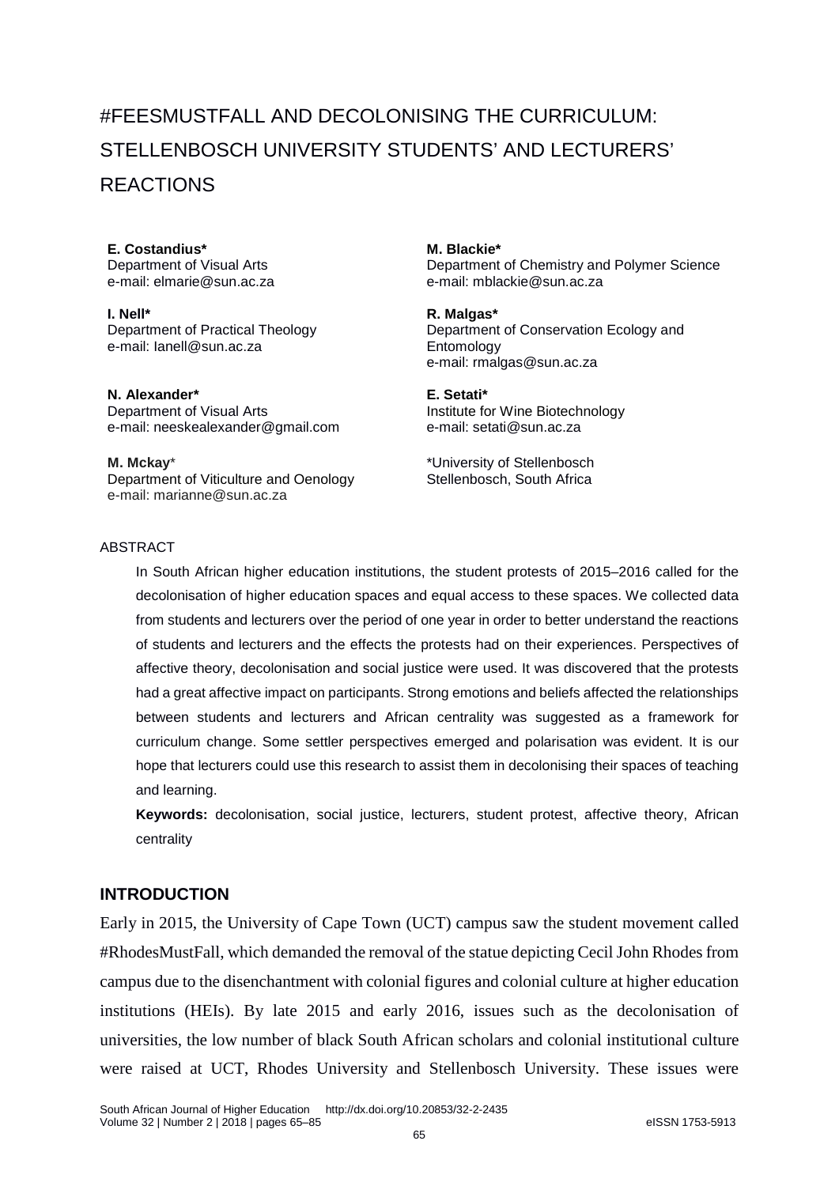# #FEESMUSTFALL AND DECOLONISING THE CURRICULUM: STELLENBOSCH UNIVERSITY STUDENTS' AND LECTURERS' REACTIONS

**E. Costandius***
Department of Visual Arts
e-mail: elmarie@sun.ac.za

**I. Nell***
Department of Practical Theology
e-mail: Ianell@sun.ac.za

**N. Alexander***
Department of Visual Arts
e-mail: neeskealexander@gmail.com

**M. Mckay***
Department of Viticulture and Oenology
e-mail: marianne@sun.ac.za

**M. Blackie***
Department of Chemistry and Polymer Science
e-mail: mblackie@sun.ac.za

**R. Malgas***
Department of Conservation Ecology and Entomology
e-mail: rmalgas@sun.ac.za

**E. Setati***
Institute for Wine Biotechnology
e-mail: setati@sun.ac.za

*University of Stellenbosch
Stellenbosch, South Africa

ABSTRACT

In South African higher education institutions, the student protests of 2015–2016 called for the decolonisation of higher education spaces and equal access to these spaces. We collected data from students and lecturers over the period of one year in order to better understand the reactions of students and lecturers and the effects the protests had on their experiences. Perspectives of affective theory, decolonisation and social justice were used. It was discovered that the protests had a great affective impact on participants. Strong emotions and beliefs affected the relationships between students and lecturers and African centrality was suggested as a framework for curriculum change. Some settler perspectives emerged and polarisation was evident. It is our hope that lecturers could use this research to assist them in decolonising their spaces of teaching and learning.

**Keywords:** decolonisation, social justice, lecturers, student protest, affective theory, African centrality

## INTRODUCTION

Early in 2015, the University of Cape Town (UCT) campus saw the student movement called #RhodesMustFall, which demanded the removal of the statue depicting Cecil John Rhodes from campus due to the disenchantment with colonial figures and colonial culture at higher education institutions (HEIs). By late 2015 and early 2016, issues such as the decolonisation of universities, the low number of black South African scholars and colonial institutional culture were raised at UCT, Rhodes University and Stellenbosch University. These issues were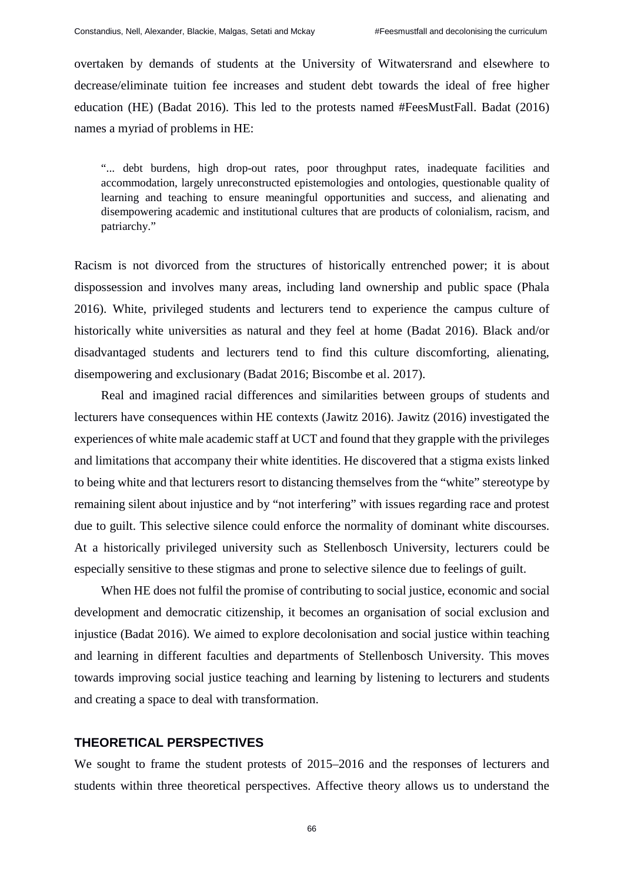overtaken by demands of students at the University of Witwatersrand and elsewhere to decrease/eliminate tuition fee increases and student debt towards the ideal of free higher education (HE) (Badat 2016). This led to the protests named #FeesMustFall. Badat (2016) names a myriad of problems in HE:

> "... debt burdens, high drop-out rates, poor throughput rates, inadequate facilities and accommodation, largely unreconstructed epistemologies and ontologies, questionable quality of learning and teaching to ensure meaningful opportunities and success, and alienating and disempowering academic and institutional cultures that are products of colonialism, racism, and patriarchy."

Racism is not divorced from the structures of historically entrenched power; it is about dispossession and involves many areas, including land ownership and public space (Phala 2016). White, privileged students and lecturers tend to experience the campus culture of historically white universities as natural and they feel at home (Badat 2016). Black and/or disadvantaged students and lecturers tend to find this culture discomforting, alienating, disempowering and exclusionary (Badat 2016; Biscombe et al. 2017).

Real and imagined racial differences and similarities between groups of students and lecturers have consequences within HE contexts (Jawitz 2016). Jawitz (2016) investigated the experiences of white male academic staff at UCT and found that they grapple with the privileges and limitations that accompany their white identities. He discovered that a stigma exists linked to being white and that lecturers resort to distancing themselves from the "white" stereotype by remaining silent about injustice and by "not interfering" with issues regarding race and protest due to guilt. This selective silence could enforce the normality of dominant white discourses. At a historically privileged university such as Stellenbosch University, lecturers could be especially sensitive to these stigmas and prone to selective silence due to feelings of guilt.

When HE does not fulfil the promise of contributing to social justice, economic and social development and democratic citizenship, it becomes an organisation of social exclusion and injustice (Badat 2016). We aimed to explore decolonisation and social justice within teaching and learning in different faculties and departments of Stellenbosch University. This moves towards improving social justice teaching and learning by listening to lecturers and students and creating a space to deal with transformation.

## THEORETICAL PERSPECTIVES

We sought to frame the student protests of 2015–2016 and the responses of lecturers and students within three theoretical perspectives. Affective theory allows us to understand the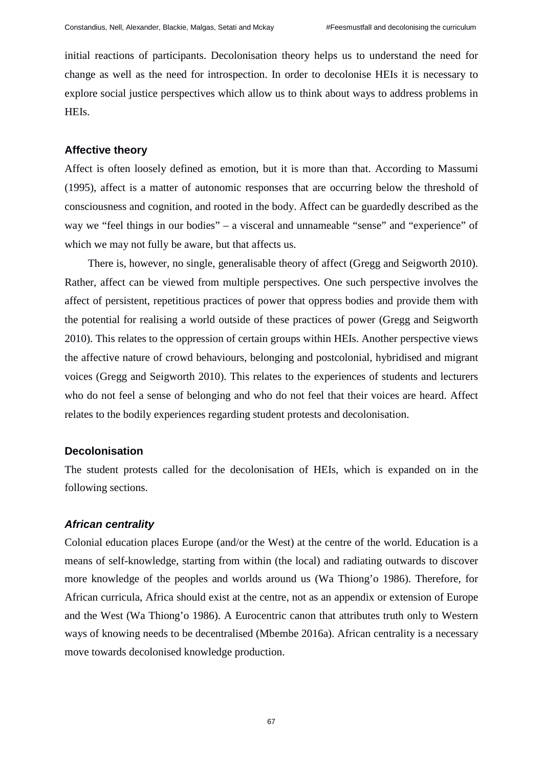initial reactions of participants. Decolonisation theory helps us to understand the need for change as well as the need for introspection. In order to decolonise HEIs it is necessary to explore social justice perspectives which allow us to think about ways to address problems in HEIs.

## Affective theory

Affect is often loosely defined as emotion, but it is more than that. According to Massumi (1995), affect is a matter of autonomic responses that are occurring below the threshold of consciousness and cognition, and rooted in the body. Affect can be guardedly described as the way we "feel things in our bodies" – a visceral and unnameable "sense" and "experience" of which we may not fully be aware, but that affects us.

There is, however, no single, generalisable theory of affect (Gregg and Seigworth 2010). Rather, affect can be viewed from multiple perspectives. One such perspective involves the affect of persistent, repetitious practices of power that oppress bodies and provide them with the potential for realising a world outside of these practices of power (Gregg and Seigworth 2010). This relates to the oppression of certain groups within HEIs. Another perspective views the affective nature of crowd behaviours, belonging and postcolonial, hybridised and migrant voices (Gregg and Seigworth 2010). This relates to the experiences of students and lecturers who do not feel a sense of belonging and who do not feel that their voices are heard. Affect relates to the bodily experiences regarding student protests and decolonisation.

## Decolonisation

The student protests called for the decolonisation of HEIs, which is expanded on in the following sections.

### *African centrality*

Colonial education places Europe (and/or the West) at the centre of the world. Education is a means of self-knowledge, starting from within (the local) and radiating outwards to discover more knowledge of the peoples and worlds around us (Wa Thiong'o 1986). Therefore, for African curricula, Africa should exist at the centre, not as an appendix or extension of Europe and the West (Wa Thiong'o 1986). A Eurocentric canon that attributes truth only to Western ways of knowing needs to be decentralised (Mbembe 2016a). African centrality is a necessary move towards decolonised knowledge production.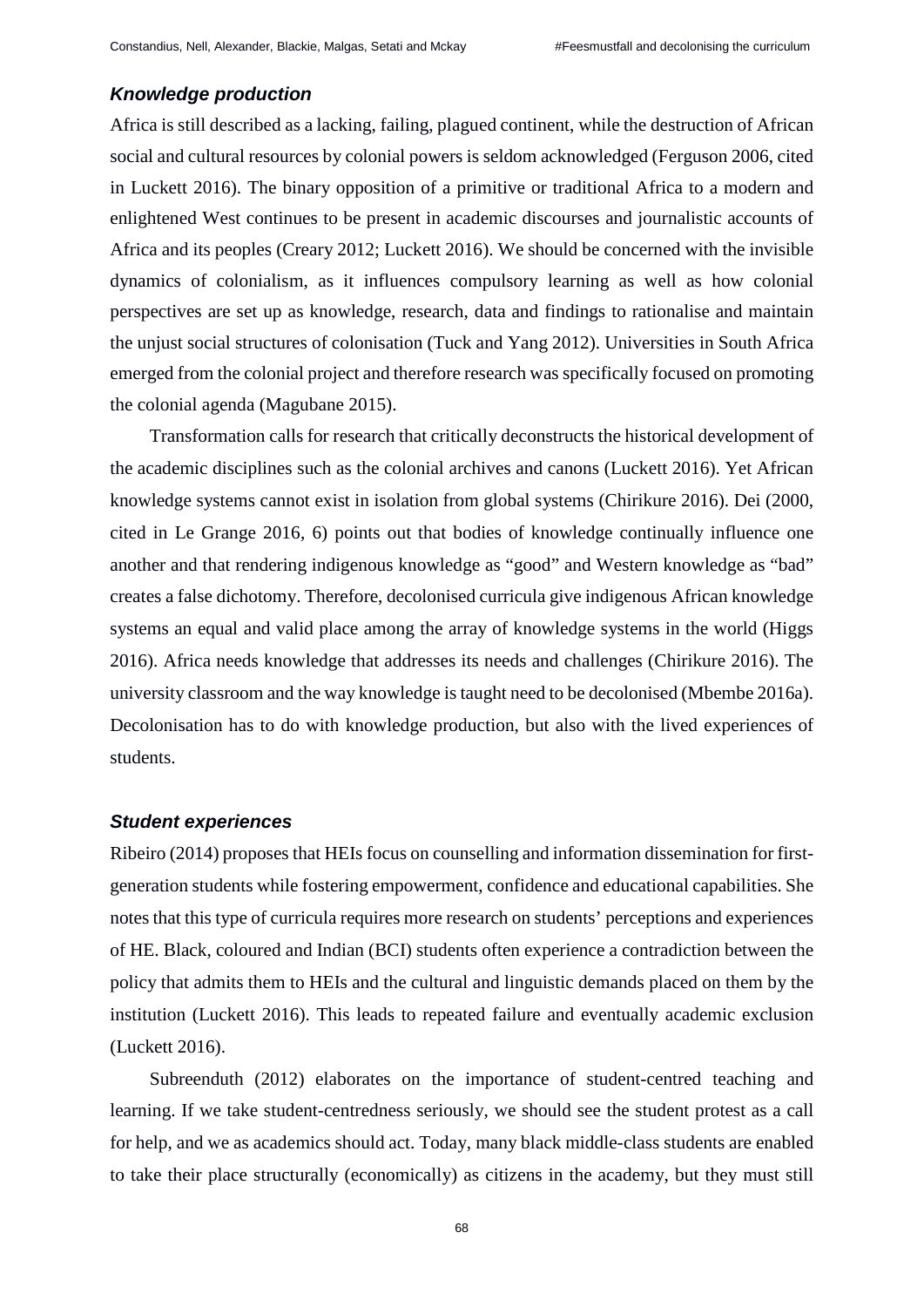### *Knowledge production*

Africa is still described as a lacking, failing, plagued continent, while the destruction of African social and cultural resources by colonial powers is seldom acknowledged (Ferguson 2006, cited in Luckett 2016). The binary opposition of a primitive or traditional Africa to a modern and enlightened West continues to be present in academic discourses and journalistic accounts of Africa and its peoples (Creary 2012; Luckett 2016). We should be concerned with the invisible dynamics of colonialism, as it influences compulsory learning as well as how colonial perspectives are set up as knowledge, research, data and findings to rationalise and maintain the unjust social structures of colonisation (Tuck and Yang 2012). Universities in South Africa emerged from the colonial project and therefore research was specifically focused on promoting the colonial agenda (Magubane 2015).

Transformation calls for research that critically deconstructs the historical development of the academic disciplines such as the colonial archives and canons (Luckett 2016). Yet African knowledge systems cannot exist in isolation from global systems (Chirikure 2016). Dei (2000, cited in Le Grange 2016, 6) points out that bodies of knowledge continually influence one another and that rendering indigenous knowledge as "good" and Western knowledge as "bad" creates a false dichotomy. Therefore, decolonised curricula give indigenous African knowledge systems an equal and valid place among the array of knowledge systems in the world (Higgs 2016). Africa needs knowledge that addresses its needs and challenges (Chirikure 2016). The university classroom and the way knowledge is taught need to be decolonised (Mbembe 2016a). Decolonisation has to do with knowledge production, but also with the lived experiences of students.

### *Student experiences*

Ribeiro (2014) proposes that HEIs focus on counselling and information dissemination for first-generation students while fostering empowerment, confidence and educational capabilities. She notes that this type of curricula requires more research on students' perceptions and experiences of HE. Black, coloured and Indian (BCI) students often experience a contradiction between the policy that admits them to HEIs and the cultural and linguistic demands placed on them by the institution (Luckett 2016). This leads to repeated failure and eventually academic exclusion (Luckett 2016).

Subreenduth (2012) elaborates on the importance of student-centred teaching and learning. If we take student-centredness seriously, we should see the student protest as a call for help, and we as academics should act. Today, many black middle-class students are enabled to take their place structurally (economically) as citizens in the academy, but they must still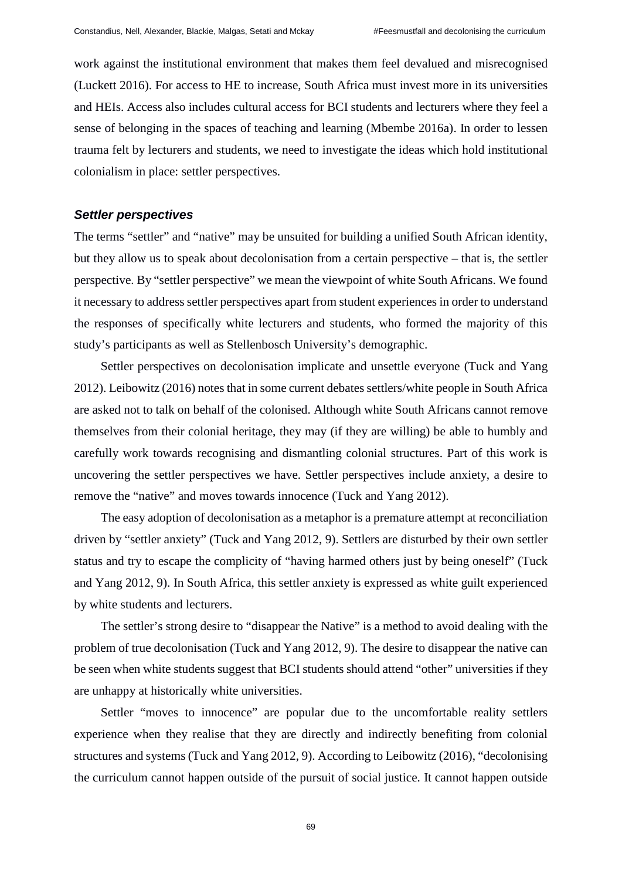work against the institutional environment that makes them feel devalued and misrecognised (Luckett 2016). For access to HE to increase, South Africa must invest more in its universities and HEIs. Access also includes cultural access for BCI students and lecturers where they feel a sense of belonging in the spaces of teaching and learning (Mbembe 2016a). In order to lessen trauma felt by lecturers and students, we need to investigate the ideas which hold institutional colonialism in place: settler perspectives.

### *Settler perspectives*

The terms "settler" and "native" may be unsuited for building a unified South African identity, but they allow us to speak about decolonisation from a certain perspective – that is, the settler perspective. By "settler perspective" we mean the viewpoint of white South Africans. We found it necessary to address settler perspectives apart from student experiences in order to understand the responses of specifically white lecturers and students, who formed the majority of this study's participants as well as Stellenbosch University's demographic.

Settler perspectives on decolonisation implicate and unsettle everyone (Tuck and Yang 2012). Leibowitz (2016) notes that in some current debates settlers/white people in South Africa are asked not to talk on behalf of the colonised. Although white South Africans cannot remove themselves from their colonial heritage, they may (if they are willing) be able to humbly and carefully work towards recognising and dismantling colonial structures. Part of this work is uncovering the settler perspectives we have. Settler perspectives include anxiety, a desire to remove the "native" and moves towards innocence (Tuck and Yang 2012).

The easy adoption of decolonisation as a metaphor is a premature attempt at reconciliation driven by "settler anxiety" (Tuck and Yang 2012, 9). Settlers are disturbed by their own settler status and try to escape the complicity of "having harmed others just by being oneself" (Tuck and Yang 2012, 9). In South Africa, this settler anxiety is expressed as white guilt experienced by white students and lecturers.

The settler's strong desire to "disappear the Native" is a method to avoid dealing with the problem of true decolonisation (Tuck and Yang 2012, 9). The desire to disappear the native can be seen when white students suggest that BCI students should attend "other" universities if they are unhappy at historically white universities.

Settler "moves to innocence" are popular due to the uncomfortable reality settlers experience when they realise that they are directly and indirectly benefiting from colonial structures and systems (Tuck and Yang 2012, 9). According to Leibowitz (2016), "decolonising the curriculum cannot happen outside of the pursuit of social justice. It cannot happen outside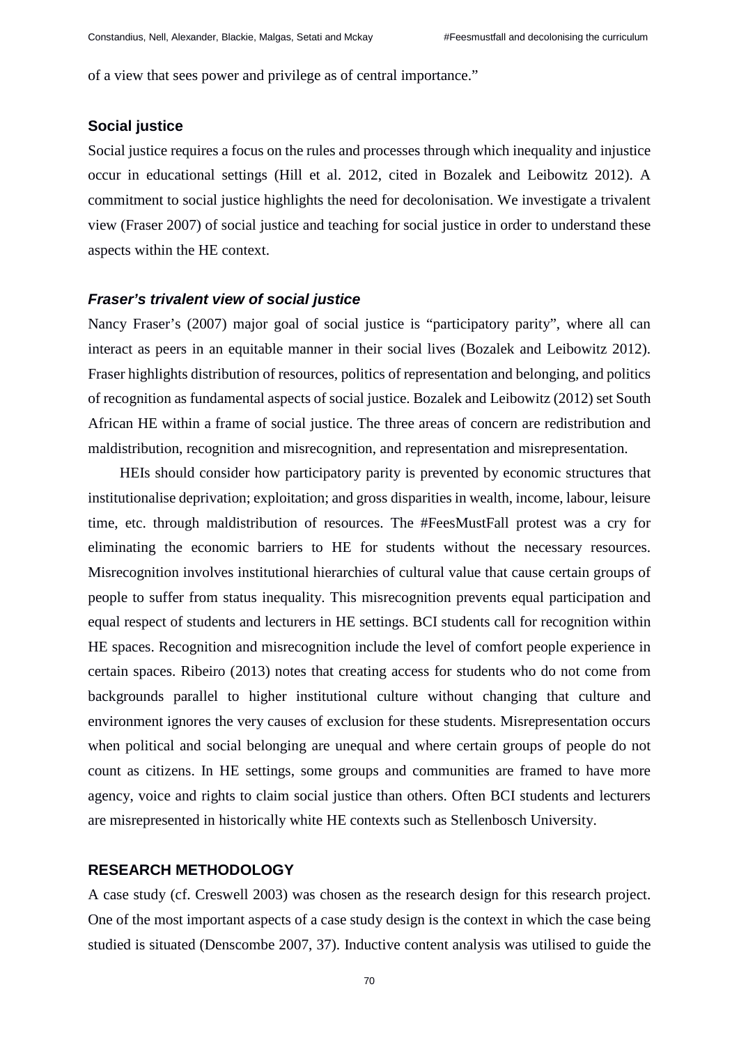of a view that sees power and privilege as of central importance."

### Social justice

Social justice requires a focus on the rules and processes through which inequality and injustice occur in educational settings (Hill et al. 2012, cited in Bozalek and Leibowitz 2012). A commitment to social justice highlights the need for decolonisation. We investigate a trivalent view (Fraser 2007) of social justice and teaching for social justice in order to understand these aspects within the HE context.

#### *Fraser's trivalent view of social justice*

Nancy Fraser's (2007) major goal of social justice is "participatory parity", where all can interact as peers in an equitable manner in their social lives (Bozalek and Leibowitz 2012). Fraser highlights distribution of resources, politics of representation and belonging, and politics of recognition as fundamental aspects of social justice. Bozalek and Leibowitz (2012) set South African HE within a frame of social justice. The three areas of concern are redistribution and maldistribution, recognition and misrecognition, and representation and misrepresentation.

HEIs should consider how participatory parity is prevented by economic structures that institutionalise deprivation; exploitation; and gross disparities in wealth, income, labour, leisure time, etc. through maldistribution of resources. The #FeesMustFall protest was a cry for eliminating the economic barriers to HE for students without the necessary resources. Misrecognition involves institutional hierarchies of cultural value that cause certain groups of people to suffer from status inequality. This misrecognition prevents equal participation and equal respect of students and lecturers in HE settings. BCI students call for recognition within HE spaces. Recognition and misrecognition include the level of comfort people experience in certain spaces. Ribeiro (2013) notes that creating access for students who do not come from backgrounds parallel to higher institutional culture without changing that culture and environment ignores the very causes of exclusion for these students. Misrepresentation occurs when political and social belonging are unequal and where certain groups of people do not count as citizens. In HE settings, some groups and communities are framed to have more agency, voice and rights to claim social justice than others. Often BCI students and lecturers are misrepresented in historically white HE contexts such as Stellenbosch University.

## RESEARCH METHODOLOGY

A case study (cf. Creswell 2003) was chosen as the research design for this research project. One of the most important aspects of a case study design is the context in which the case being studied is situated (Denscombe 2007, 37). Inductive content analysis was utilised to guide the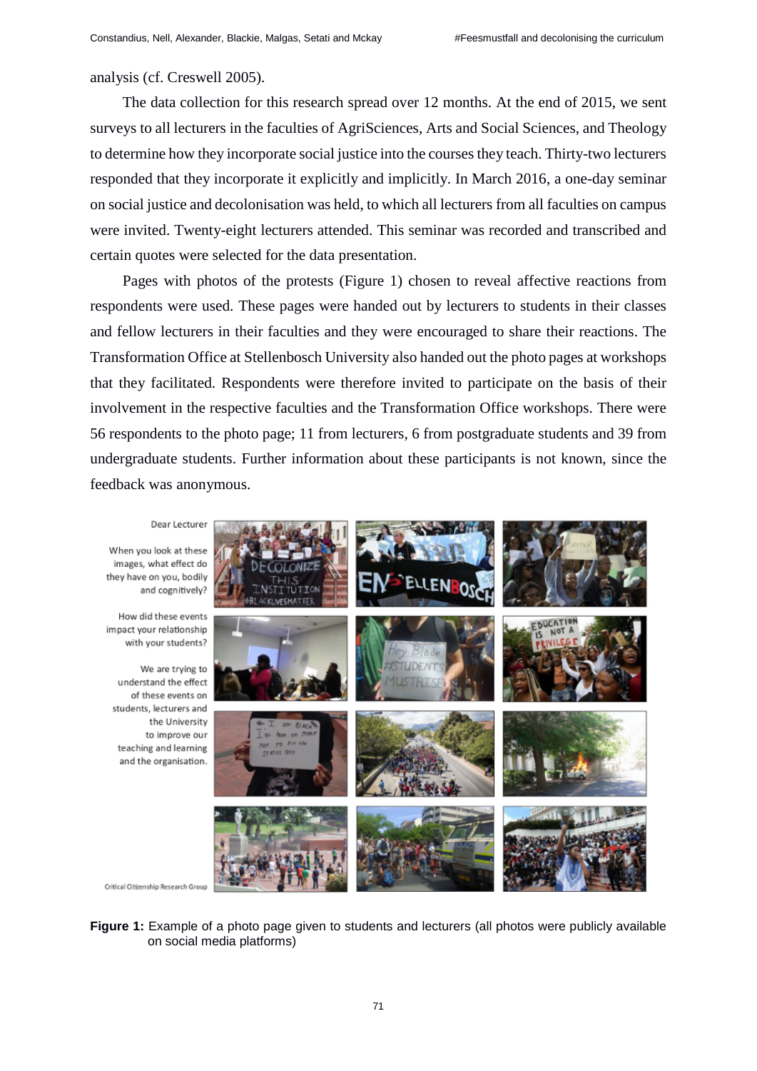analysis (cf. Creswell 2005).

The data collection for this research spread over 12 months. At the end of 2015, we sent surveys to all lecturers in the faculties of AgriSciences, Arts and Social Sciences, and Theology to determine how they incorporate social justice into the courses they teach. Thirty-two lecturers responded that they incorporate it explicitly and implicitly. In March 2016, a one-day seminar on social justice and decolonisation was held, to which all lecturers from all faculties on campus were invited. Twenty-eight lecturers attended. This seminar was recorded and transcribed and certain quotes were selected for the data presentation.

Pages with photos of the protests (Figure 1) chosen to reveal affective reactions from respondents were used. These pages were handed out by lecturers to students in their classes and fellow lecturers in their faculties and they were encouraged to share their reactions. The Transformation Office at Stellenbosch University also handed out the photo pages at workshops that they facilitated. Respondents were therefore invited to participate on the basis of their involvement in the respective faculties and the Transformation Office workshops. There were 56 respondents to the photo page; 11 from lecturers, 6 from postgraduate students and 39 from undergraduate students. Further information about these participants is not known, since the feedback was anonymous.

**Figure 1:** Example of a photo page given to students and lecturers (all photos were publicly available on social media platforms)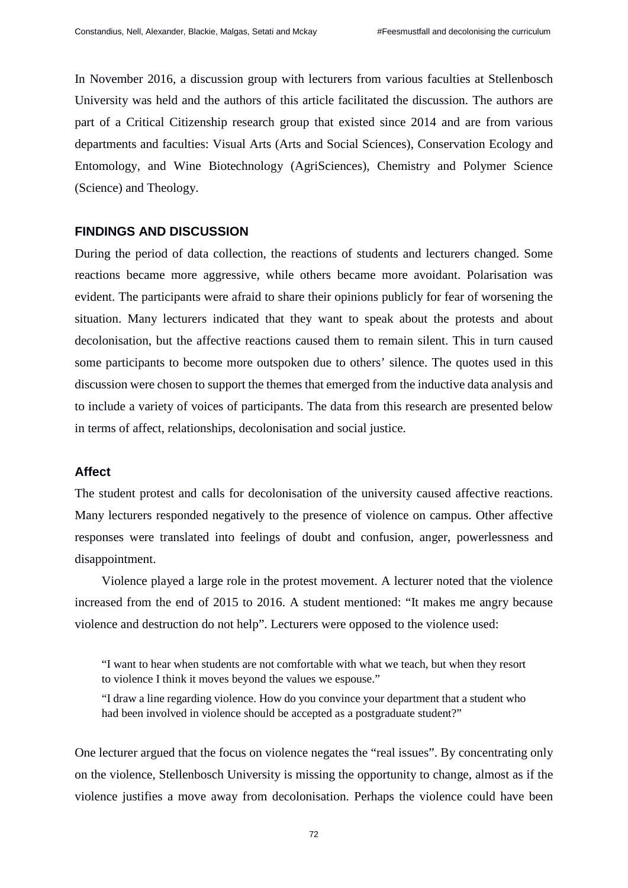In November 2016, a discussion group with lecturers from various faculties at Stellenbosch University was held and the authors of this article facilitated the discussion. The authors are part of a Critical Citizenship research group that existed since 2014 and are from various departments and faculties: Visual Arts (Arts and Social Sciences), Conservation Ecology and Entomology, and Wine Biotechnology (AgriSciences), Chemistry and Polymer Science (Science) and Theology.

## FINDINGS AND DISCUSSION

During the period of data collection, the reactions of students and lecturers changed. Some reactions became more aggressive, while others became more avoidant. Polarisation was evident. The participants were afraid to share their opinions publicly for fear of worsening the situation. Many lecturers indicated that they want to speak about the protests and about decolonisation, but the affective reactions caused them to remain silent. This in turn caused some participants to become more outspoken due to others' silence. The quotes used in this discussion were chosen to support the themes that emerged from the inductive data analysis and to include a variety of voices of participants. The data from this research are presented below in terms of affect, relationships, decolonisation and social justice.

### Affect

The student protest and calls for decolonisation of the university caused affective reactions. Many lecturers responded negatively to the presence of violence on campus. Other affective responses were translated into feelings of doubt and confusion, anger, powerlessness and disappointment.

Violence played a large role in the protest movement. A lecturer noted that the violence increased from the end of 2015 to 2016. A student mentioned: "It makes me angry because violence and destruction do not help". Lecturers were opposed to the violence used:

> "I want to hear when students are not comfortable with what we teach, but when they resort to violence I think it moves beyond the values we espouse."
>
> "I draw a line regarding violence. How do you convince your department that a student who had been involved in violence should be accepted as a postgraduate student?"

One lecturer argued that the focus on violence negates the "real issues". By concentrating only on the violence, Stellenbosch University is missing the opportunity to change, almost as if the violence justifies a move away from decolonisation. Perhaps the violence could have been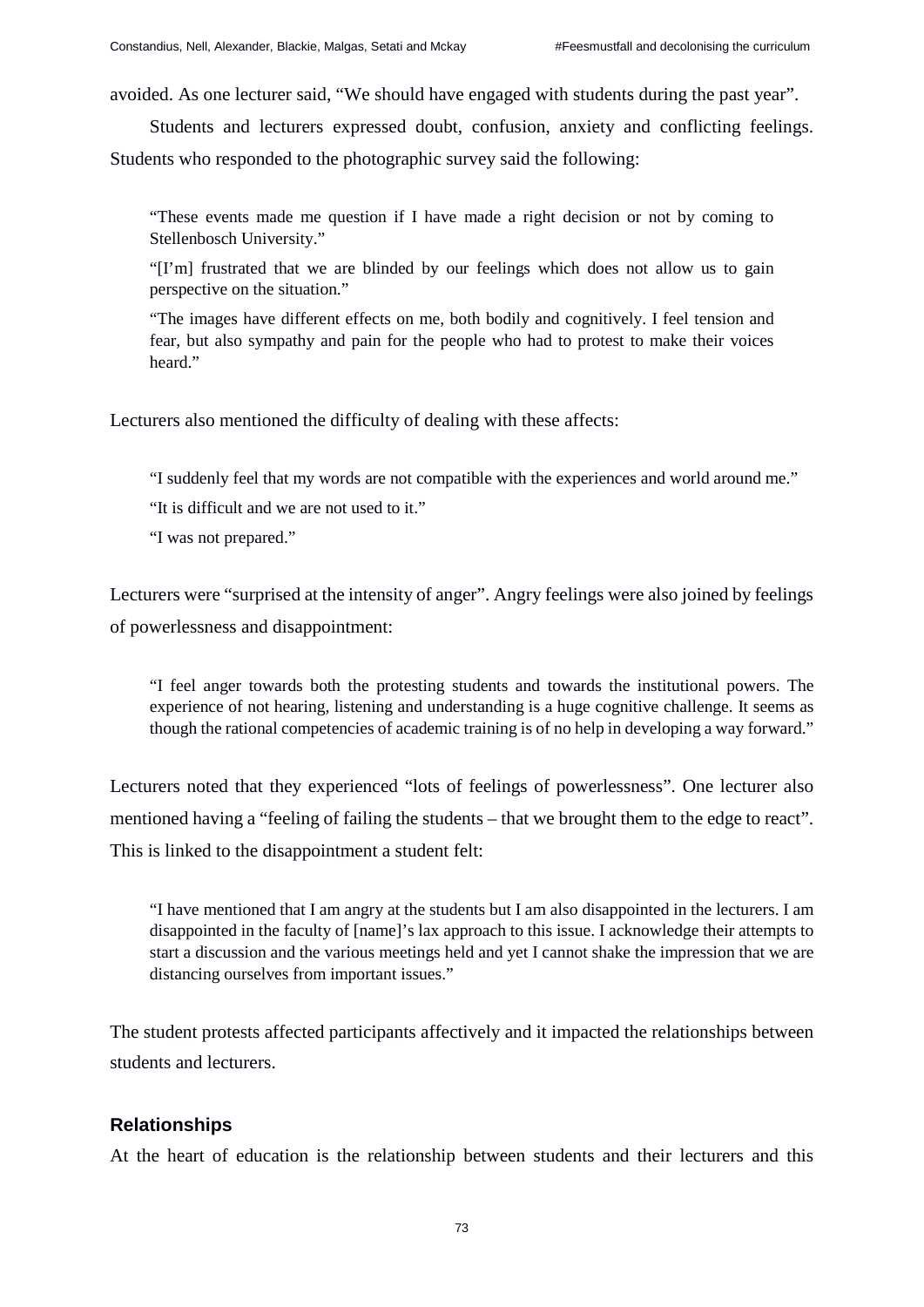avoided. As one lecturer said, "We should have engaged with students during the past year".

Students and lecturers expressed doubt, confusion, anxiety and conflicting feelings. Students who responded to the photographic survey said the following:

> "These events made me question if I have made a right decision or not by coming to Stellenbosch University."
>
> "[I'm] frustrated that we are blinded by our feelings which does not allow us to gain perspective on the situation."
>
> "The images have different effects on me, both bodily and cognitively. I feel tension and fear, but also sympathy and pain for the people who had to protest to make their voices heard."

Lecturers also mentioned the difficulty of dealing with these affects:

> "I suddenly feel that my words are not compatible with the experiences and world around me."
>
> "It is difficult and we are not used to it."
>
> "I was not prepared."

Lecturers were "surprised at the intensity of anger". Angry feelings were also joined by feelings of powerlessness and disappointment:

> "I feel anger towards both the protesting students and towards the institutional powers. The experience of not hearing, listening and understanding is a huge cognitive challenge. It seems as though the rational competencies of academic training is of no help in developing a way forward."

Lecturers noted that they experienced "lots of feelings of powerlessness". One lecturer also mentioned having a "feeling of failing the students – that we brought them to the edge to react". This is linked to the disappointment a student felt:

> "I have mentioned that I am angry at the students but I am also disappointed in the lecturers. I am disappointed in the faculty of [name]'s lax approach to this issue. I acknowledge their attempts to start a discussion and the various meetings held and yet I cannot shake the impression that we are distancing ourselves from important issues."

The student protests affected participants affectively and it impacted the relationships between students and lecturers.

## Relationships

At the heart of education is the relationship between students and their lecturers and this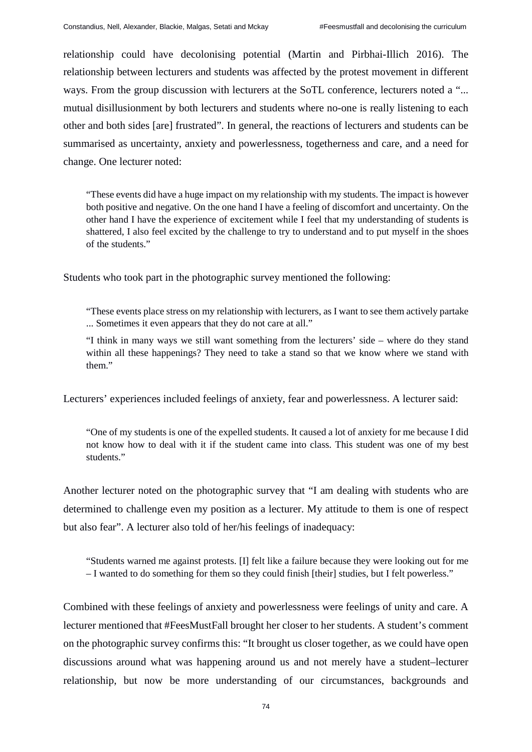relationship could have decolonising potential (Martin and Pirbhai-Illich 2016). The relationship between lecturers and students was affected by the protest movement in different ways. From the group discussion with lecturers at the SoTL conference, lecturers noted a "... mutual disillusionment by both lecturers and students where no-one is really listening to each other and both sides [are] frustrated". In general, the reactions of lecturers and students can be summarised as uncertainty, anxiety and powerlessness, togetherness and care, and a need for change. One lecturer noted:

> "These events did have a huge impact on my relationship with my students. The impact is however both positive and negative. On the one hand I have a feeling of discomfort and uncertainty. On the other hand I have the experience of excitement while I feel that my understanding of students is shattered, I also feel excited by the challenge to try to understand and to put myself in the shoes of the students."

Students who took part in the photographic survey mentioned the following:

> "These events place stress on my relationship with lecturers, as I want to see them actively partake ... Sometimes it even appears that they do not care at all."
>
> "I think in many ways we still want something from the lecturers' side – where do they stand within all these happenings? They need to take a stand so that we know where we stand with them."

Lecturers' experiences included feelings of anxiety, fear and powerlessness. A lecturer said:

> "One of my students is one of the expelled students. It caused a lot of anxiety for me because I did not know how to deal with it if the student came into class. This student was one of my best students."

Another lecturer noted on the photographic survey that "I am dealing with students who are determined to challenge even my position as a lecturer. My attitude to them is one of respect but also fear". A lecturer also told of her/his feelings of inadequacy:

> "Students warned me against protests. [I] felt like a failure because they were looking out for me – I wanted to do something for them so they could finish [their] studies, but I felt powerless."

Combined with these feelings of anxiety and powerlessness were feelings of unity and care. A lecturer mentioned that #FeesMustFall brought her closer to her students. A student's comment on the photographic survey confirms this: "It brought us closer together, as we could have open discussions around what was happening around us and not merely have a student–lecturer relationship, but now be more understanding of our circumstances, backgrounds and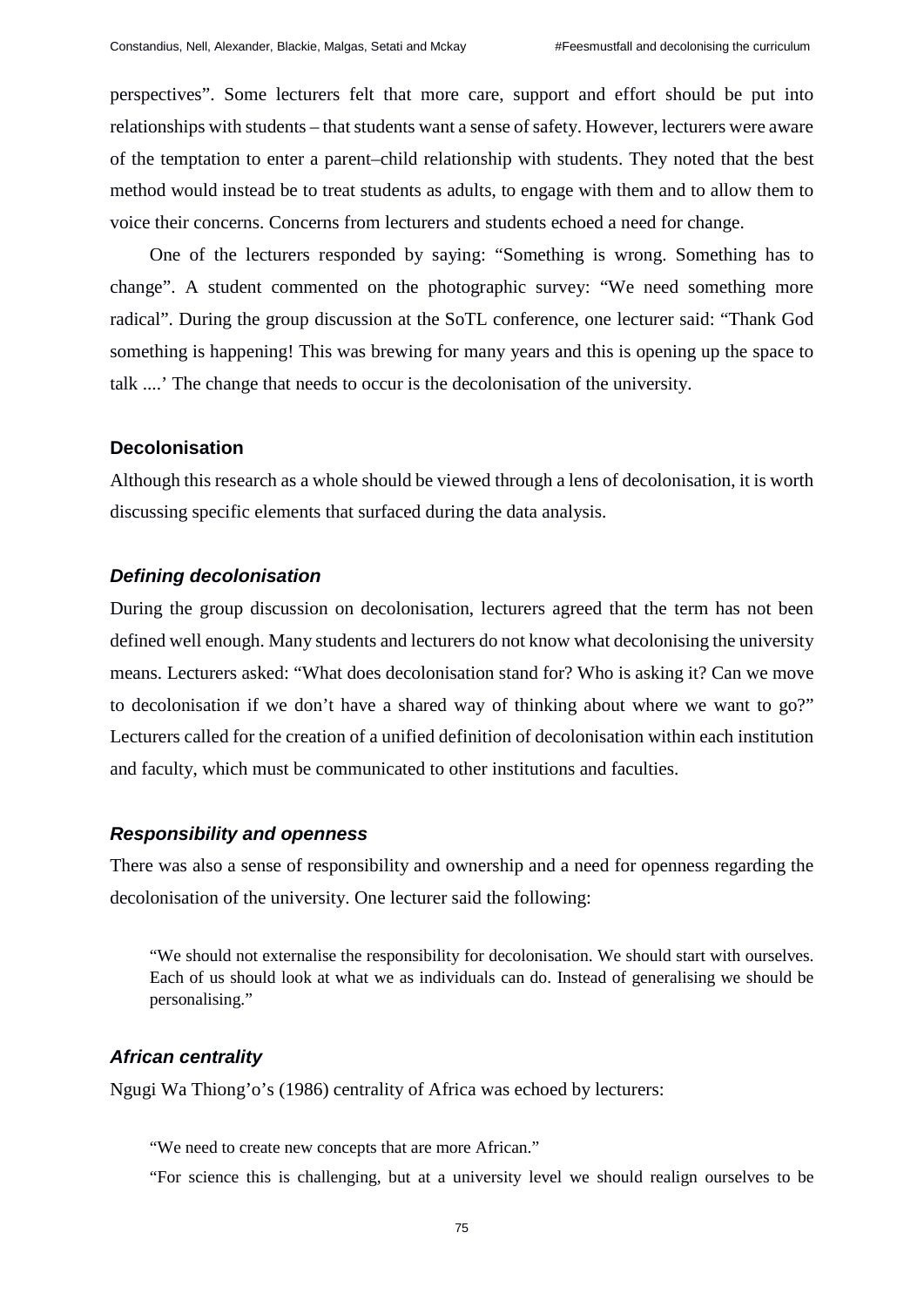perspectives". Some lecturers felt that more care, support and effort should be put into relationships with students – that students want a sense of safety. However, lecturers were aware of the temptation to enter a parent–child relationship with students. They noted that the best method would instead be to treat students as adults, to engage with them and to allow them to voice their concerns. Concerns from lecturers and students echoed a need for change.

One of the lecturers responded by saying: "Something is wrong. Something has to change". A student commented on the photographic survey: "We need something more radical". During the group discussion at the SoTL conference, one lecturer said: "Thank God something is happening! This was brewing for many years and this is opening up the space to talk ....' The change that needs to occur is the decolonisation of the university.

## Decolonisation

Although this research as a whole should be viewed through a lens of decolonisation, it is worth discussing specific elements that surfaced during the data analysis.

### *Defining decolonisation*

During the group discussion on decolonisation, lecturers agreed that the term has not been defined well enough. Many students and lecturers do not know what decolonising the university means. Lecturers asked: "What does decolonisation stand for? Who is asking it? Can we move to decolonisation if we don't have a shared way of thinking about where we want to go?" Lecturers called for the creation of a unified definition of decolonisation within each institution and faculty, which must be communicated to other institutions and faculties.

### *Responsibility and openness*

There was also a sense of responsibility and ownership and a need for openness regarding the decolonisation of the university. One lecturer said the following:

> "We should not externalise the responsibility for decolonisation. We should start with ourselves. Each of us should look at what we as individuals can do. Instead of generalising we should be personalising."

### *African centrality*

Ngugi Wa Thiong'o's (1986) centrality of Africa was echoed by lecturers:

> "We need to create new concepts that are more African."
>
> "For science this is challenging, but at a university level we should realign ourselves to be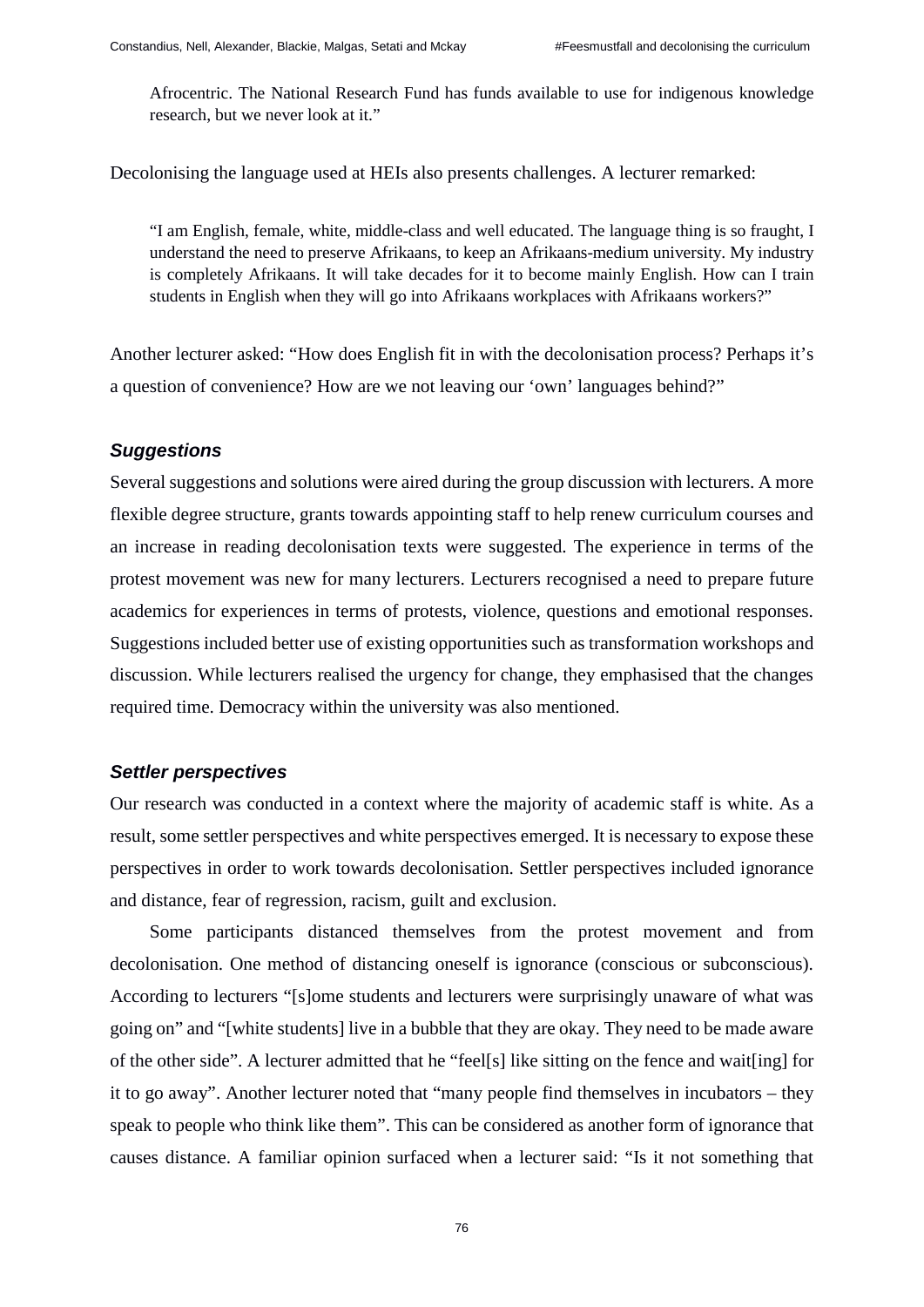> Afrocentric. The National Research Fund has funds available to use for indigenous knowledge research, but we never look at it."

Decolonising the language used at HEIs also presents challenges. A lecturer remarked:

> "I am English, female, white, middle-class and well educated. The language thing is so fraught, I understand the need to preserve Afrikaans, to keep an Afrikaans-medium university. My industry is completely Afrikaans. It will take decades for it to become mainly English. How can I train students in English when they will go into Afrikaans workplaces with Afrikaans workers?"

Another lecturer asked: "How does English fit in with the decolonisation process? Perhaps it's a question of convenience? How are we not leaving our 'own' languages behind?"

### *Suggestions*

Several suggestions and solutions were aired during the group discussion with lecturers. A more flexible degree structure, grants towards appointing staff to help renew curriculum courses and an increase in reading decolonisation texts were suggested. The experience in terms of the protest movement was new for many lecturers. Lecturers recognised a need to prepare future academics for experiences in terms of protests, violence, questions and emotional responses. Suggestions included better use of existing opportunities such as transformation workshops and discussion. While lecturers realised the urgency for change, they emphasised that the changes required time. Democracy within the university was also mentioned.

### *Settler perspectives*

Our research was conducted in a context where the majority of academic staff is white. As a result, some settler perspectives and white perspectives emerged. It is necessary to expose these perspectives in order to work towards decolonisation. Settler perspectives included ignorance and distance, fear of regression, racism, guilt and exclusion.

Some participants distanced themselves from the protest movement and from decolonisation. One method of distancing oneself is ignorance (conscious or subconscious). According to lecturers "[s]ome students and lecturers were surprisingly unaware of what was going on" and "[white students] live in a bubble that they are okay. They need to be made aware of the other side". A lecturer admitted that he "feel[s] like sitting on the fence and wait[ing] for it to go away". Another lecturer noted that "many people find themselves in incubators – they speak to people who think like them". This can be considered as another form of ignorance that causes distance. A familiar opinion surfaced when a lecturer said: "Is it not something that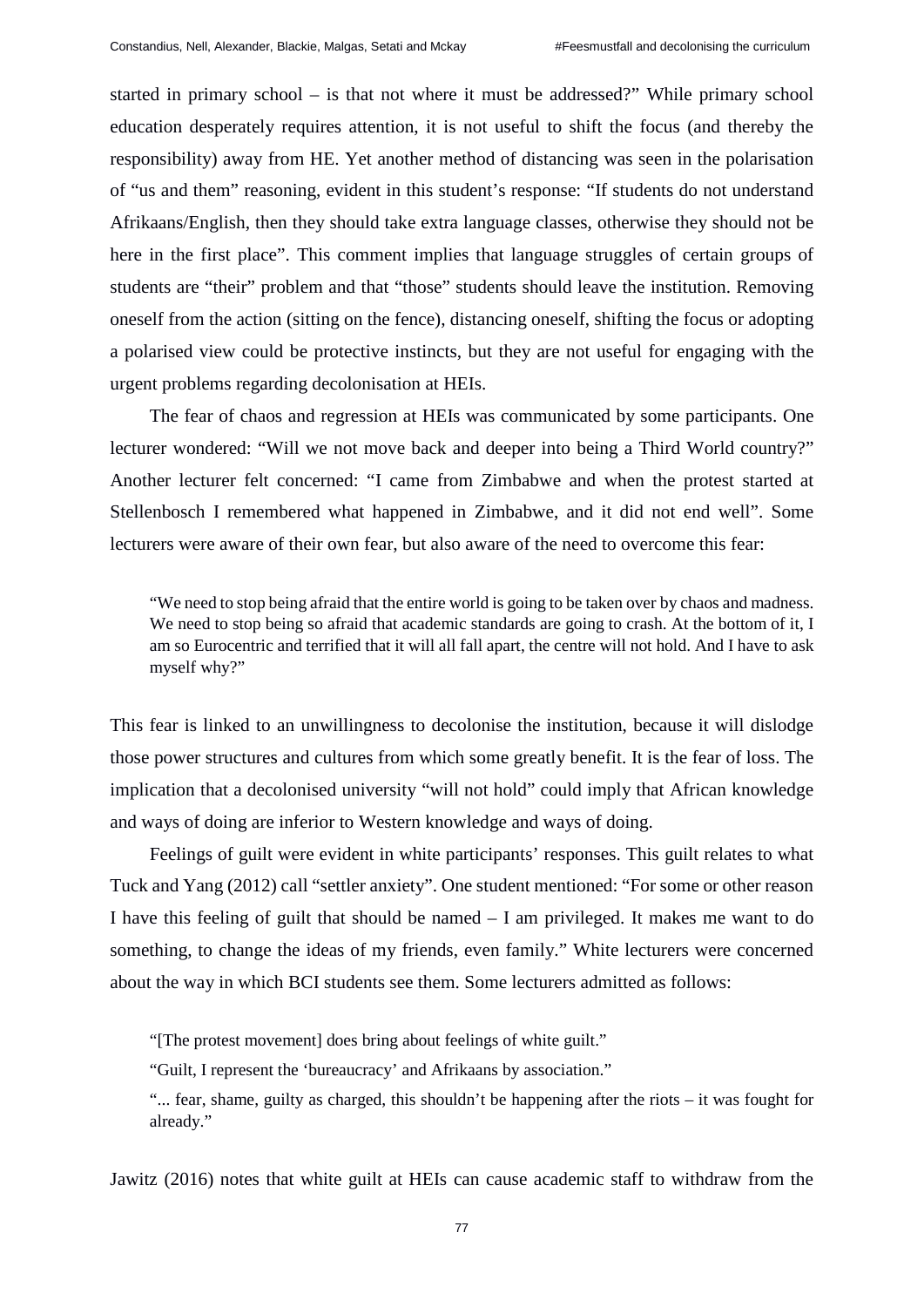started in primary school – is that not where it must be addressed?" While primary school education desperately requires attention, it is not useful to shift the focus (and thereby the responsibility) away from HE. Yet another method of distancing was seen in the polarisation of "us and them" reasoning, evident in this student's response: "If students do not understand Afrikaans/English, then they should take extra language classes, otherwise they should not be here in the first place". This comment implies that language struggles of certain groups of students are "their" problem and that "those" students should leave the institution. Removing oneself from the action (sitting on the fence), distancing oneself, shifting the focus or adopting a polarised view could be protective instincts, but they are not useful for engaging with the urgent problems regarding decolonisation at HEIs.

The fear of chaos and regression at HEIs was communicated by some participants. One lecturer wondered: "Will we not move back and deeper into being a Third World country?" Another lecturer felt concerned: "I came from Zimbabwe and when the protest started at Stellenbosch I remembered what happened in Zimbabwe, and it did not end well". Some lecturers were aware of their own fear, but also aware of the need to overcome this fear:

> "We need to stop being afraid that the entire world is going to be taken over by chaos and madness. We need to stop being so afraid that academic standards are going to crash. At the bottom of it, I am so Eurocentric and terrified that it will all fall apart, the centre will not hold. And I have to ask myself why?"

This fear is linked to an unwillingness to decolonise the institution, because it will dislodge those power structures and cultures from which some greatly benefit. It is the fear of loss. The implication that a decolonised university "will not hold" could imply that African knowledge and ways of doing are inferior to Western knowledge and ways of doing.

Feelings of guilt were evident in white participants' responses. This guilt relates to what Tuck and Yang (2012) call "settler anxiety". One student mentioned: "For some or other reason I have this feeling of guilt that should be named – I am privileged. It makes me want to do something, to change the ideas of my friends, even family." White lecturers were concerned about the way in which BCI students see them. Some lecturers admitted as follows:

> "[The protest movement] does bring about feelings of white guilt."
>
> "Guilt, I represent the 'bureaucracy' and Afrikaans by association."
>
> "... fear, shame, guilty as charged, this shouldn't be happening after the riots – it was fought for already."

Jawitz (2016) notes that white guilt at HEIs can cause academic staff to withdraw from the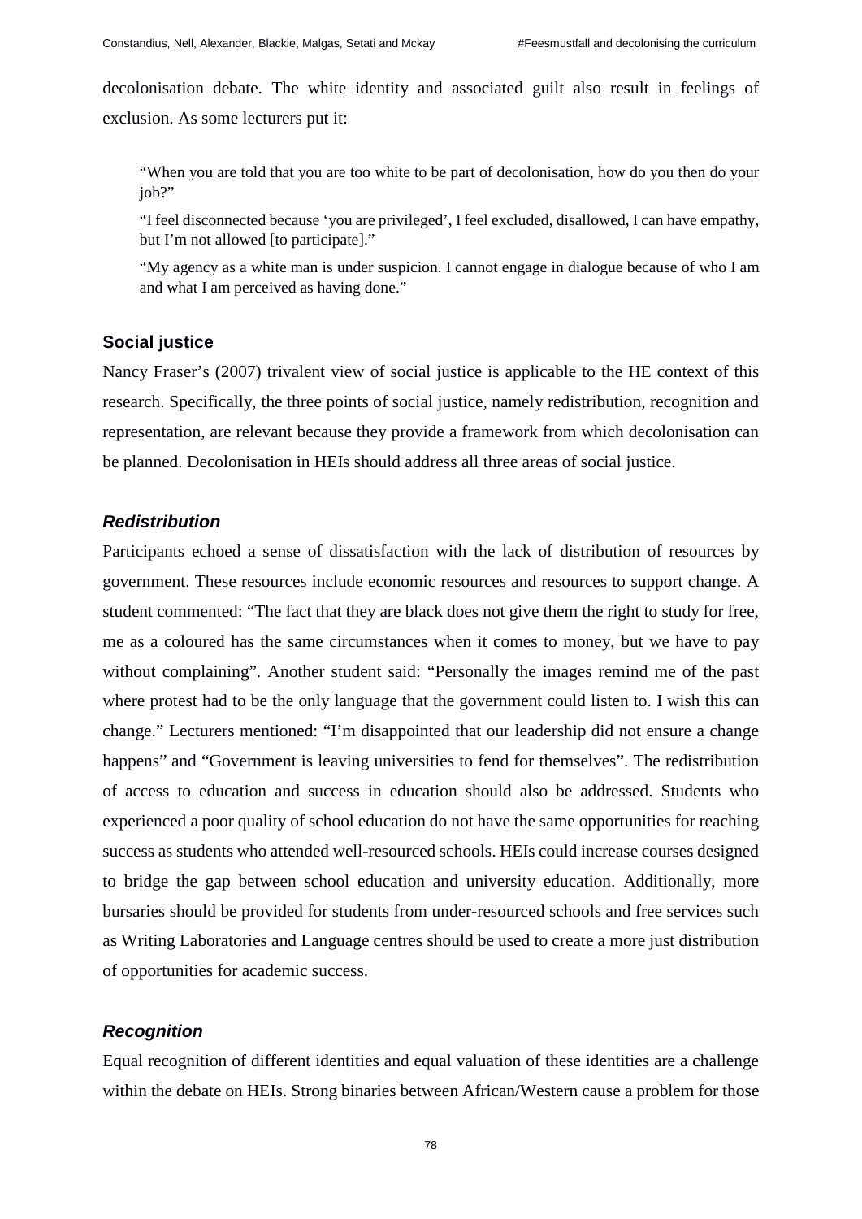decolonisation debate. The white identity and associated guilt also result in feelings of exclusion. As some lecturers put it:

> "When you are told that you are too white to be part of decolonisation, how do you then do your job?"
>
> "I feel disconnected because 'you are privileged', I feel excluded, disallowed, I can have empathy, but I'm not allowed [to participate]."
>
> "My agency as a white man is under suspicion. I cannot engage in dialogue because of who I am and what I am perceived as having done."

## Social justice

Nancy Fraser's (2007) trivalent view of social justice is applicable to the HE context of this research. Specifically, the three points of social justice, namely redistribution, recognition and representation, are relevant because they provide a framework from which decolonisation can be planned. Decolonisation in HEIs should address all three areas of social justice.

### *Redistribution*

Participants echoed a sense of dissatisfaction with the lack of distribution of resources by government. These resources include economic resources and resources to support change. A student commented: "The fact that they are black does not give them the right to study for free, me as a coloured has the same circumstances when it comes to money, but we have to pay without complaining". Another student said: "Personally the images remind me of the past where protest had to be the only language that the government could listen to. I wish this can change." Lecturers mentioned: "I'm disappointed that our leadership did not ensure a change happens" and "Government is leaving universities to fend for themselves". The redistribution of access to education and success in education should also be addressed. Students who experienced a poor quality of school education do not have the same opportunities for reaching success as students who attended well-resourced schools. HEIs could increase courses designed to bridge the gap between school education and university education. Additionally, more bursaries should be provided for students from under-resourced schools and free services such as Writing Laboratories and Language centres should be used to create a more just distribution of opportunities for academic success.

### *Recognition*

Equal recognition of different identities and equal valuation of these identities are a challenge within the debate on HEIs. Strong binaries between African/Western cause a problem for those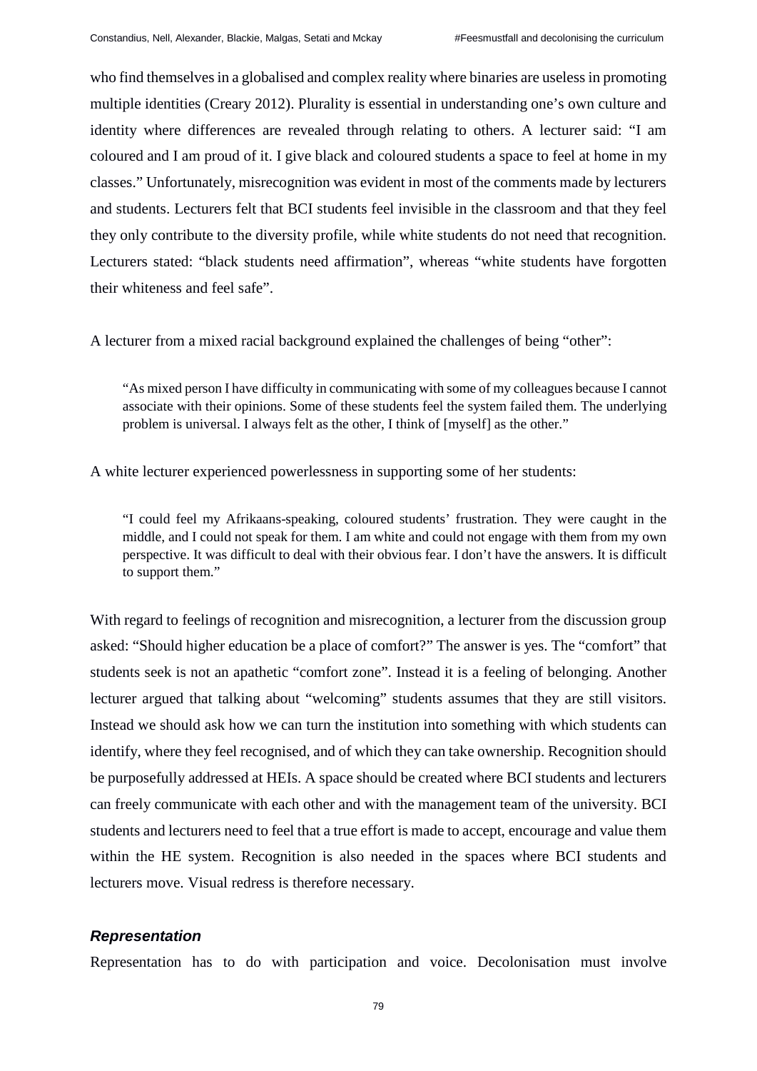who find themselves in a globalised and complex reality where binaries are useless in promoting multiple identities (Creary 2012). Plurality is essential in understanding one's own culture and identity where differences are revealed through relating to others. A lecturer said: "I am coloured and I am proud of it. I give black and coloured students a space to feel at home in my classes." Unfortunately, misrecognition was evident in most of the comments made by lecturers and students. Lecturers felt that BCI students feel invisible in the classroom and that they feel they only contribute to the diversity profile, while white students do not need that recognition. Lecturers stated: "black students need affirmation", whereas "white students have forgotten their whiteness and feel safe".

A lecturer from a mixed racial background explained the challenges of being "other":

> "As mixed person I have difficulty in communicating with some of my colleagues because I cannot associate with their opinions. Some of these students feel the system failed them. The underlying problem is universal. I always felt as the other, I think of [myself] as the other."

A white lecturer experienced powerlessness in supporting some of her students:

> "I could feel my Afrikaans-speaking, coloured students' frustration. They were caught in the middle, and I could not speak for them. I am white and could not engage with them from my own perspective. It was difficult to deal with their obvious fear. I don't have the answers. It is difficult to support them."

With regard to feelings of recognition and misrecognition, a lecturer from the discussion group asked: "Should higher education be a place of comfort?" The answer is yes. The "comfort" that students seek is not an apathetic "comfort zone". Instead it is a feeling of belonging. Another lecturer argued that talking about "welcoming" students assumes that they are still visitors. Instead we should ask how we can turn the institution into something with which students can identify, where they feel recognised, and of which they can take ownership. Recognition should be purposefully addressed at HEIs. A space should be created where BCI students and lecturers can freely communicate with each other and with the management team of the university. BCI students and lecturers need to feel that a true effort is made to accept, encourage and value them within the HE system. Recognition is also needed in the spaces where BCI students and lecturers move. Visual redress is therefore necessary.

### *Representation*

Representation has to do with participation and voice. Decolonisation must involve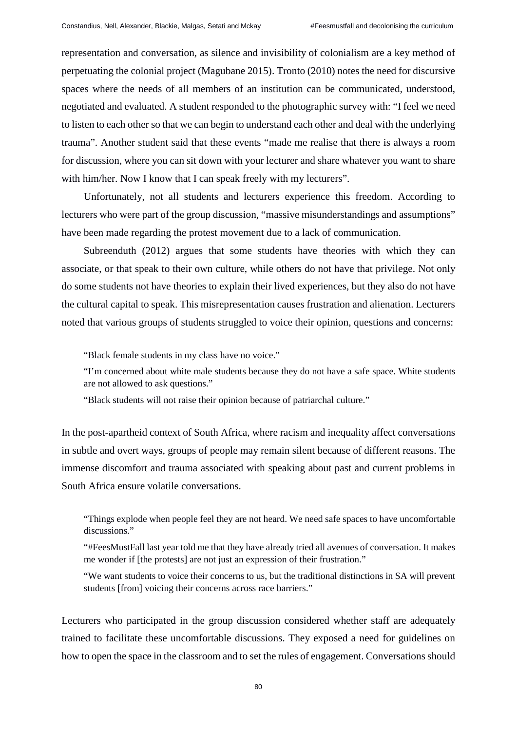representation and conversation, as silence and invisibility of colonialism are a key method of perpetuating the colonial project (Magubane 2015). Tronto (2010) notes the need for discursive spaces where the needs of all members of an institution can be communicated, understood, negotiated and evaluated. A student responded to the photographic survey with: "I feel we need to listen to each other so that we can begin to understand each other and deal with the underlying trauma". Another student said that these events "made me realise that there is always a room for discussion, where you can sit down with your lecturer and share whatever you want to share with him/her. Now I know that I can speak freely with my lecturers".

Unfortunately, not all students and lecturers experience this freedom. According to lecturers who were part of the group discussion, "massive misunderstandings and assumptions" have been made regarding the protest movement due to a lack of communication.

Subreenduth (2012) argues that some students have theories with which they can associate, or that speak to their own culture, while others do not have that privilege. Not only do some students not have theories to explain their lived experiences, but they also do not have the cultural capital to speak. This misrepresentation causes frustration and alienation. Lecturers noted that various groups of students struggled to voice their opinion, questions and concerns:

> "Black female students in my class have no voice."
>
> "I'm concerned about white male students because they do not have a safe space. White students are not allowed to ask questions."
>
> "Black students will not raise their opinion because of patriarchal culture."

In the post-apartheid context of South Africa, where racism and inequality affect conversations in subtle and overt ways, groups of people may remain silent because of different reasons. The immense discomfort and trauma associated with speaking about past and current problems in South Africa ensure volatile conversations.

> "Things explode when people feel they are not heard. We need safe spaces to have uncomfortable discussions."
>
> "#FeesMustFall last year told me that they have already tried all avenues of conversation. It makes me wonder if [the protests] are not just an expression of their frustration."
>
> "We want students to voice their concerns to us, but the traditional distinctions in SA will prevent students [from] voicing their concerns across race barriers."

Lecturers who participated in the group discussion considered whether staff are adequately trained to facilitate these uncomfortable discussions. They exposed a need for guidelines on how to open the space in the classroom and to set the rules of engagement. Conversations should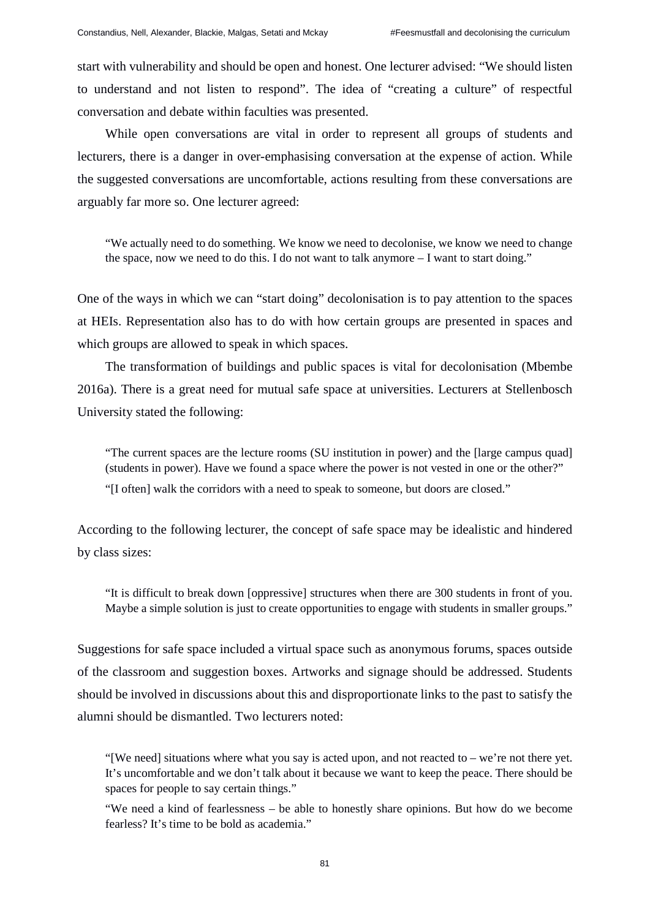start with vulnerability and should be open and honest. One lecturer advised: “We should listen to understand and not listen to respond”. The idea of “creating a culture” of respectful conversation and debate within faculties was presented.

While open conversations are vital in order to represent all groups of students and lecturers, there is a danger in over-emphasising conversation at the expense of action. While the suggested conversations are uncomfortable, actions resulting from these conversations are arguably far more so. One lecturer agreed:

> “We actually need to do something. We know we need to decolonise, we know we need to change the space, now we need to do this. I do not want to talk anymore – I want to start doing.”

One of the ways in which we can “start doing” decolonisation is to pay attention to the spaces at HEIs. Representation also has to do with how certain groups are presented in spaces and which groups are allowed to speak in which spaces.

The transformation of buildings and public spaces is vital for decolonisation (Mbembe 2016a). There is a great need for mutual safe space at universities. Lecturers at Stellenbosch University stated the following:

> “The current spaces are the lecture rooms (SU institution in power) and the [large campus quad] (students in power). Have we found a space where the power is not vested in one or the other?”
>
> “[I often] walk the corridors with a need to speak to someone, but doors are closed.”

According to the following lecturer, the concept of safe space may be idealistic and hindered by class sizes:

> “It is difficult to break down [oppressive] structures when there are 300 students in front of you. Maybe a simple solution is just to create opportunities to engage with students in smaller groups.”

Suggestions for safe space included a virtual space such as anonymous forums, spaces outside of the classroom and suggestion boxes. Artworks and signage should be addressed. Students should be involved in discussions about this and disproportionate links to the past to satisfy the alumni should be dismantled. Two lecturers noted:

> “[We need] situations where what you say is acted upon, and not reacted to – we’re not there yet. It’s uncomfortable and we don’t talk about it because we want to keep the peace. There should be spaces for people to say certain things.”
>
> “We need a kind of fearlessness – be able to honestly share opinions. But how do we become fearless? It’s time to be bold as academia.”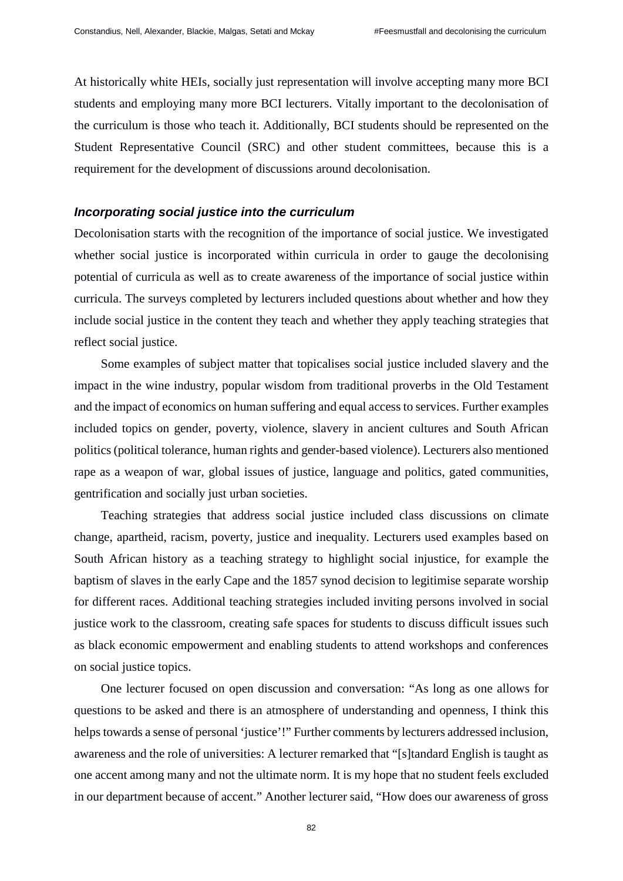At historically white HEIs, socially just representation will involve accepting many more BCI students and employing many more BCI lecturers. Vitally important to the decolonisation of the curriculum is those who teach it. Additionally, BCI students should be represented on the Student Representative Council (SRC) and other student committees, because this is a requirement for the development of discussions around decolonisation.

### *Incorporating social justice into the curriculum*

Decolonisation starts with the recognition of the importance of social justice. We investigated whether social justice is incorporated within curricula in order to gauge the decolonising potential of curricula as well as to create awareness of the importance of social justice within curricula. The surveys completed by lecturers included questions about whether and how they include social justice in the content they teach and whether they apply teaching strategies that reflect social justice.

Some examples of subject matter that topicalises social justice included slavery and the impact in the wine industry, popular wisdom from traditional proverbs in the Old Testament and the impact of economics on human suffering and equal access to services. Further examples included topics on gender, poverty, violence, slavery in ancient cultures and South African politics (political tolerance, human rights and gender-based violence). Lecturers also mentioned rape as a weapon of war, global issues of justice, language and politics, gated communities, gentrification and socially just urban societies.

Teaching strategies that address social justice included class discussions on climate change, apartheid, racism, poverty, justice and inequality. Lecturers used examples based on South African history as a teaching strategy to highlight social injustice, for example the baptism of slaves in the early Cape and the 1857 synod decision to legitimise separate worship for different races. Additional teaching strategies included inviting persons involved in social justice work to the classroom, creating safe spaces for students to discuss difficult issues such as black economic empowerment and enabling students to attend workshops and conferences on social justice topics.

One lecturer focused on open discussion and conversation: "As long as one allows for questions to be asked and there is an atmosphere of understanding and openness, I think this helps towards a sense of personal 'justice'!" Further comments by lecturers addressed inclusion, awareness and the role of universities: A lecturer remarked that "[s]tandard English is taught as one accent among many and not the ultimate norm. It is my hope that no student feels excluded in our department because of accent." Another lecturer said, "How does our awareness of gross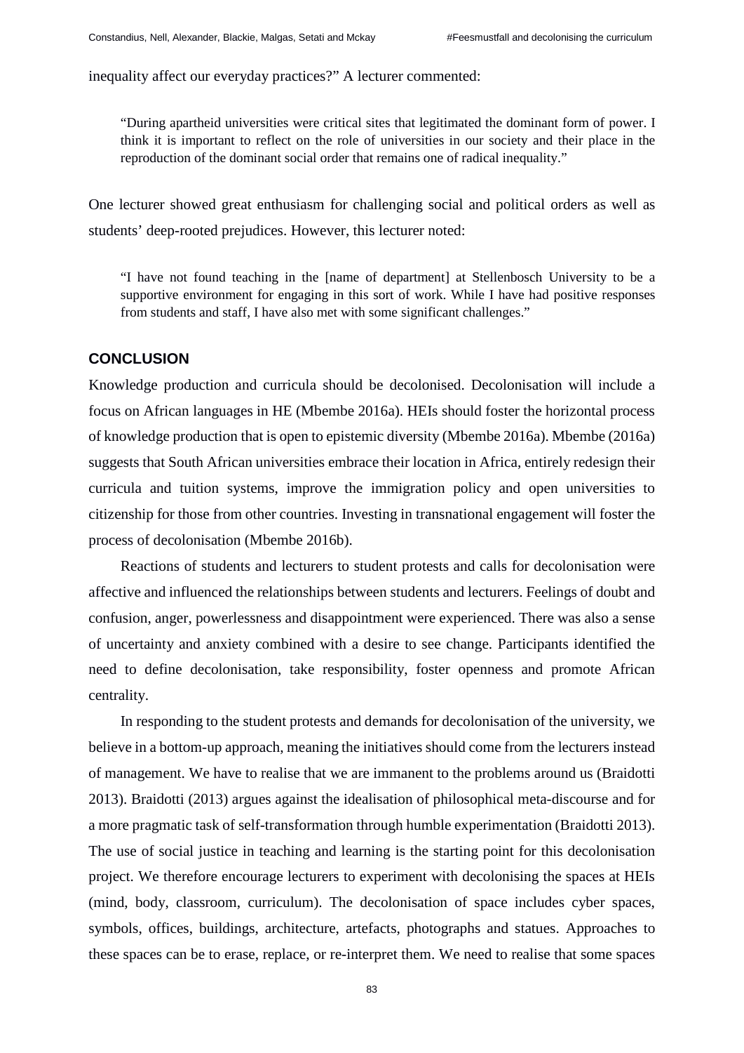inequality affect our everyday practices?" A lecturer commented:

> "During apartheid universities were critical sites that legitimated the dominant form of power. I think it is important to reflect on the role of universities in our society and their place in the reproduction of the dominant social order that remains one of radical inequality."

One lecturer showed great enthusiasm for challenging social and political orders as well as students' deep-rooted prejudices. However, this lecturer noted:

> "I have not found teaching in the [name of department] at Stellenbosch University to be a supportive environment for engaging in this sort of work. While I have had positive responses from students and staff, I have also met with some significant challenges."

## CONCLUSION

Knowledge production and curricula should be decolonised. Decolonisation will include a focus on African languages in HE (Mbembe 2016a). HEIs should foster the horizontal process of knowledge production that is open to epistemic diversity (Mbembe 2016a). Mbembe (2016a) suggests that South African universities embrace their location in Africa, entirely redesign their curricula and tuition systems, improve the immigration policy and open universities to citizenship for those from other countries. Investing in transnational engagement will foster the process of decolonisation (Mbembe 2016b).

Reactions of students and lecturers to student protests and calls for decolonisation were affective and influenced the relationships between students and lecturers. Feelings of doubt and confusion, anger, powerlessness and disappointment were experienced. There was also a sense of uncertainty and anxiety combined with a desire to see change. Participants identified the need to define decolonisation, take responsibility, foster openness and promote African centrality.

In responding to the student protests and demands for decolonisation of the university, we believe in a bottom-up approach, meaning the initiatives should come from the lecturers instead of management. We have to realise that we are immanent to the problems around us (Braidotti 2013). Braidotti (2013) argues against the idealisation of philosophical meta-discourse and for a more pragmatic task of self-transformation through humble experimentation (Braidotti 2013). The use of social justice in teaching and learning is the starting point for this decolonisation project. We therefore encourage lecturers to experiment with decolonising the spaces at HEIs (mind, body, classroom, curriculum). The decolonisation of space includes cyber spaces, symbols, offices, buildings, architecture, artefacts, photographs and statues. Approaches to these spaces can be to erase, replace, or re-interpret them. We need to realise that some spaces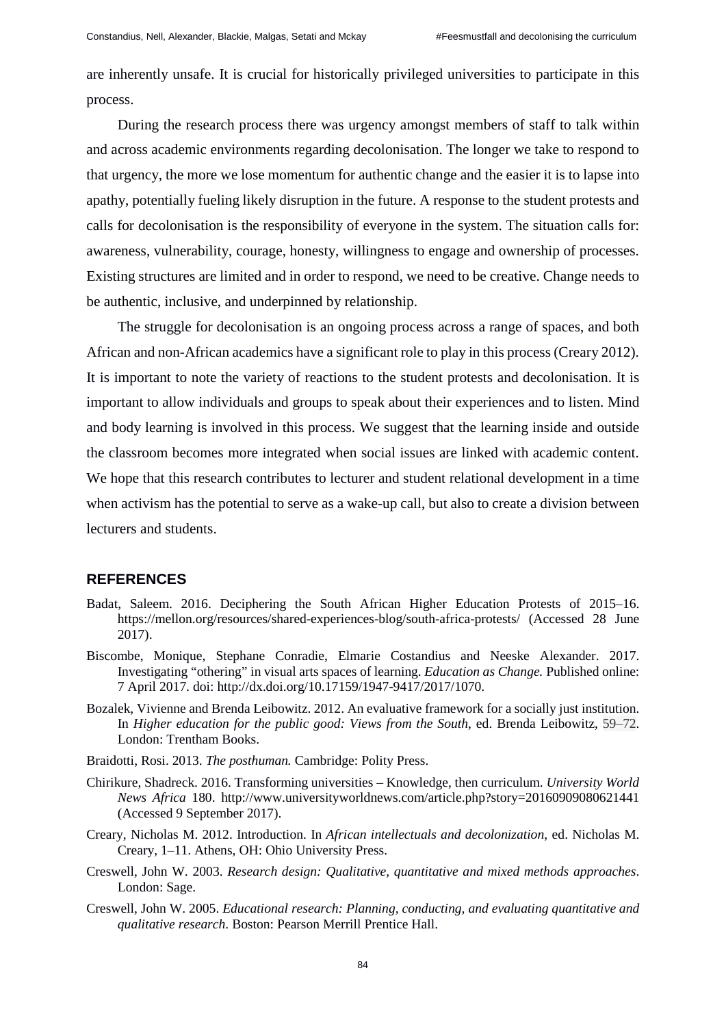are inherently unsafe. It is crucial for historically privileged universities to participate in this process.

During the research process there was urgency amongst members of staff to talk within and across academic environments regarding decolonisation. The longer we take to respond to that urgency, the more we lose momentum for authentic change and the easier it is to lapse into apathy, potentially fueling likely disruption in the future. A response to the student protests and calls for decolonisation is the responsibility of everyone in the system. The situation calls for: awareness, vulnerability, courage, honesty, willingness to engage and ownership of processes. Existing structures are limited and in order to respond, we need to be creative. Change needs to be authentic, inclusive, and underpinned by relationship.

The struggle for decolonisation is an ongoing process across a range of spaces, and both African and non-African academics have a significant role to play in this process (Creary 2012). It is important to note the variety of reactions to the student protests and decolonisation. It is important to allow individuals and groups to speak about their experiences and to listen. Mind and body learning is involved in this process. We suggest that the learning inside and outside the classroom becomes more integrated when social issues are linked with academic content. We hope that this research contributes to lecturer and student relational development in a time when activism has the potential to serve as a wake-up call, but also to create a division between lecturers and students.

## REFERENCES

Badat, Saleem. 2016. Deciphering the South African Higher Education Protests of 2015–16. https://mellon.org/resources/shared-experiences-blog/south-africa-protests/ (Accessed 28 June 2017).

Biscombe, Monique, Stephane Conradie, Elmarie Costandius and Neeske Alexander. 2017. Investigating "othering" in visual arts spaces of learning. *Education as Change.* Published online: 7 April 2017. doi: http://dx.doi.org/10.17159/1947-9417/2017/1070.

Bozalek, Vivienne and Brenda Leibowitz. 2012. An evaluative framework for a socially just institution. In *Higher education for the public good: Views from the South*, ed. Brenda Leibowitz, 59–72. London: Trentham Books.

Braidotti, Rosi. 2013. *The posthuman.* Cambridge: Polity Press.

Chirikure, Shadreck. 2016. Transforming universities – Knowledge, then curriculum. *University World News Africa* 180. http://www.universityworldnews.com/article.php?story=20160909080621441 (Accessed 9 September 2017).

Creary, Nicholas M. 2012. Introduction. In *African intellectuals and decolonization*, ed. Nicholas M. Creary, 1–11. Athens, OH: Ohio University Press.

Creswell, John W. 2003. *Research design: Qualitative, quantitative and mixed methods approaches*. London: Sage.

Creswell, John W. 2005. *Educational research: Planning, conducting, and evaluating quantitative and qualitative research*. Boston: Pearson Merrill Prentice Hall.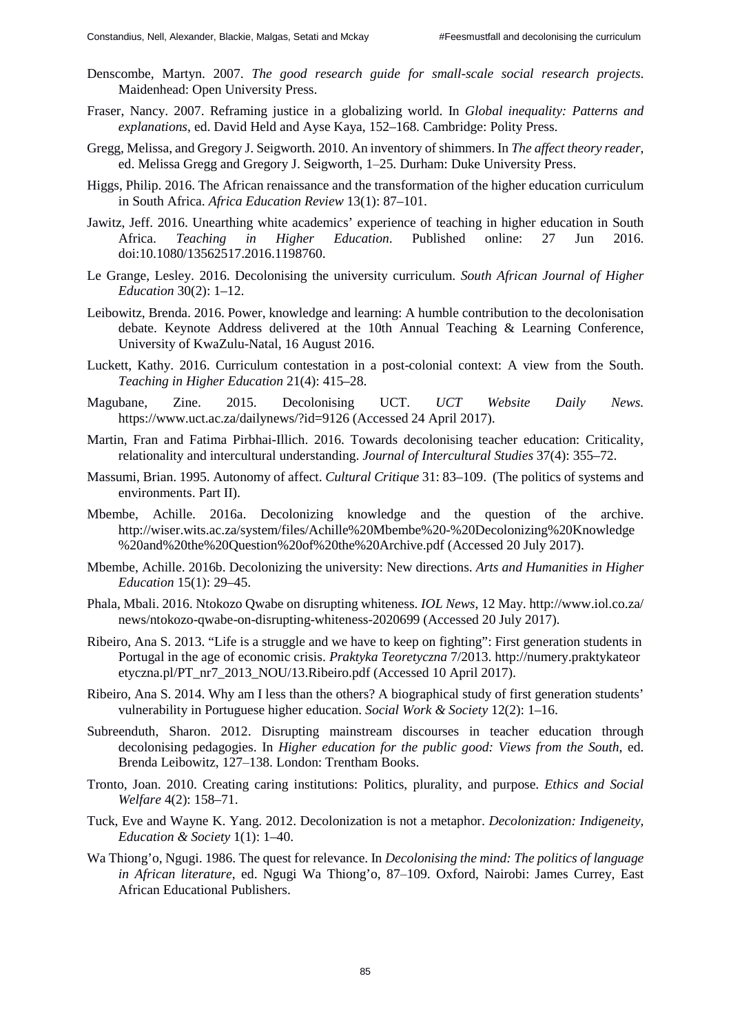Denscombe, Martyn. 2007. *The good research guide for small-scale social research projects*. Maidenhead: Open University Press.

Fraser, Nancy. 2007. Reframing justice in a globalizing world. In *Global inequality: Patterns and explanations*, ed. David Held and Ayse Kaya, 152–168. Cambridge: Polity Press.

Gregg, Melissa, and Gregory J. Seigworth. 2010. An inventory of shimmers. In *The affect theory reader*, ed. Melissa Gregg and Gregory J. Seigworth, 1–25. Durham: Duke University Press.

Higgs, Philip. 2016. The African renaissance and the transformation of the higher education curriculum in South Africa. *Africa Education Review* 13(1): 87–101.

Jawitz, Jeff. 2016. Unearthing white academics' experience of teaching in higher education in South Africa. *Teaching in Higher Education*. Published online: 27 Jun 2016. doi:10.1080/13562517.2016.1198760.

Le Grange, Lesley. 2016. Decolonising the university curriculum. *South African Journal of Higher Education* 30(2): 1–12.

Leibowitz, Brenda. 2016. Power, knowledge and learning: A humble contribution to the decolonisation debate. Keynote Address delivered at the 10th Annual Teaching & Learning Conference, University of KwaZulu-Natal, 16 August 2016.

Luckett, Kathy. 2016. Curriculum contestation in a post-colonial context: A view from the South. *Teaching in Higher Education* 21(4): 415–28.

Magubane, Zine. 2015. Decolonising UCT. *UCT Website Daily News*. https://www.uct.ac.za/dailynews/?id=9126 (Accessed 24 April 2017).

Martin, Fran and Fatima Pirbhai-Illich. 2016. Towards decolonising teacher education: Criticality, relationality and intercultural understanding. *Journal of Intercultural Studies* 37(4): 355–72.

Massumi, Brian. 1995. Autonomy of affect. *Cultural Critique* 31: 83–109. (The politics of systems and environments. Part II).

Mbembe, Achille. 2016a. Decolonizing knowledge and the question of the archive. http://wiser.wits.ac.za/system/files/Achille%20Mbembe%20-%20Decolonizing%20Knowledge%20and%20the%20Question%20of%20the%20Archive.pdf (Accessed 20 July 2017).

Mbembe, Achille. 2016b. Decolonizing the university: New directions. *Arts and Humanities in Higher Education* 15(1): 29–45.

Phala, Mbali. 2016. Ntokozo Qwabe on disrupting whiteness. *IOL News*, 12 May. http://www.iol.co.za/news/ntokozo-qwabe-on-disrupting-whiteness-2020699 (Accessed 20 July 2017).

Ribeiro, Ana S. 2013. "Life is a struggle and we have to keep on fighting": First generation students in Portugal in the age of economic crisis. *Praktyka Teoretyczna* 7/2013. http://numery.praktykateoretyczna.pl/PT_nr7_2013_NOU/13.Ribeiro.pdf (Accessed 10 April 2017).

Ribeiro, Ana S. 2014. Why am I less than the others? A biographical study of first generation students' vulnerability in Portuguese higher education. *Social Work & Society* 12(2): 1–16.

Subreenduth, Sharon. 2012. Disrupting mainstream discourses in teacher education through decolonising pedagogies. In *Higher education for the public good: Views from the South*, ed. Brenda Leibowitz, 127–138. London: Trentham Books.

Tronto, Joan. 2010. Creating caring institutions: Politics, plurality, and purpose. *Ethics and Social Welfare* 4(2): 158–71.

Tuck, Eve and Wayne K. Yang. 2012. Decolonization is not a metaphor. *Decolonization: Indigeneity, Education & Society* 1(1): 1–40.

Wa Thiong'o, Ngugi. 1986. The quest for relevance. In *Decolonising the mind: The politics of language in African literature*, ed. Ngugi Wa Thiong'o, 87–109. Oxford, Nairobi: James Currey, East African Educational Publishers.